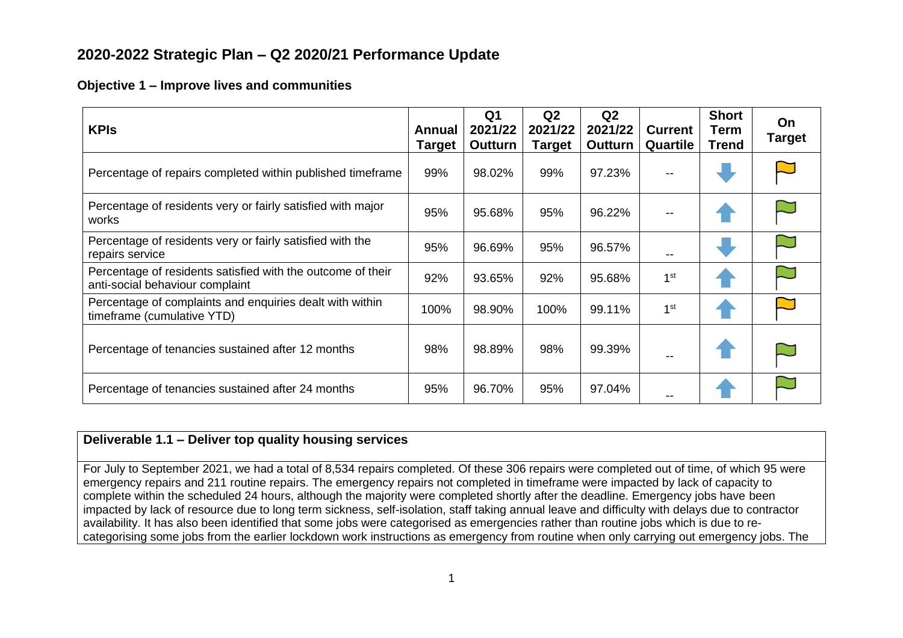## 2020-2022 Strategic Plan – Q2 2020/21 Performance Update

### Objective 1 – Improve lives and communities

| KPIs | Annual Target | Q1 2021/22 Outturn | Q2 2021/22 Target | Q2 2021/22 Outturn | Current Quartile | Short Term Trend | On Target |
|---|---|---|---|---|---|---|---|
| Percentage of repairs completed within published timeframe | 99% | 98.02% | 99% | 97.23% | -- | ↓ | Amber |
| Percentage of residents very or fairly satisfied with major works | 95% | 95.68% | 95% | 96.22% | -- | ↑ | Green |
| Percentage of residents very or fairly satisfied with the repairs service | 95% | 96.69% | 95% | 96.57% | -- | ↓ | Green |
| Percentage of residents satisfied with the outcome of their anti-social behaviour complaint | 92% | 93.65% | 92% | 95.68% | 1st | ↑ | Green |
| Percentage of complaints and enquiries dealt with within timeframe (cumulative YTD) | 100% | 98.90% | 100% | 99.11% | 1st | ↑ | Amber |
| Percentage of tenancies sustained after 12 months | 98% | 98.89% | 98% | 99.39% | -- | ↑ | Green |
| Percentage of tenancies sustained after 24 months | 95% | 96.70% | 95% | 97.04% | -- | ↑ | Green |

**Deliverable 1.1 – Deliver top quality housing services**

For July to September 2021, we had a total of 8,534 repairs completed. Of these 306 repairs were completed out of time, of which 95 were emergency repairs and 211 routine repairs. The emergency repairs not completed in timeframe were impacted by lack of capacity to complete within the scheduled 24 hours, although the majority were completed shortly after the deadline. Emergency jobs have been impacted by lack of resource due to long term sickness, self-isolation, staff taking annual leave and difficulty with delays due to contractor availability. It has also been identified that some jobs were categorised as emergencies rather than routine jobs which is due to re-categorising some jobs from the earlier lockdown work instructions as emergency from routine when only carrying out emergency jobs. The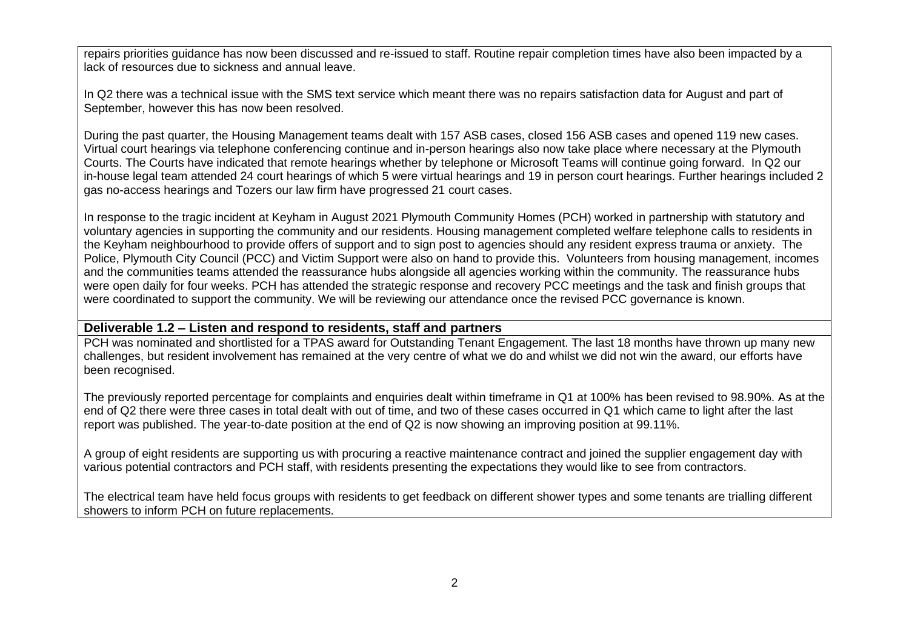repairs priorities guidance has now been discussed and re-issued to staff. Routine repair completion times have also been impacted by a lack of resources due to sickness and annual leave.

In Q2 there was a technical issue with the SMS text service which meant there was no repairs satisfaction data for August and part of September, however this has now been resolved.

During the past quarter, the Housing Management teams dealt with 157 ASB cases, closed 156 ASB cases and opened 119 new cases. Virtual court hearings via telephone conferencing continue and in-person hearings also now take place where necessary at the Plymouth Courts. The Courts have indicated that remote hearings whether by telephone or Microsoft Teams will continue going forward. In Q2 our in-house legal team attended 24 court hearings of which 5 were virtual hearings and 19 in person court hearings. Further hearings included 2 gas no-access hearings and Tozers our law firm have progressed 21 court cases.

In response to the tragic incident at Keyham in August 2021 Plymouth Community Homes (PCH) worked in partnership with statutory and voluntary agencies in supporting the community and our residents. Housing management completed welfare telephone calls to residents in the Keyham neighbourhood to provide offers of support and to sign post to agencies should any resident express trauma or anxiety. The Police, Plymouth City Council (PCC) and Victim Support were also on hand to provide this. Volunteers from housing management, incomes and the communities teams attended the reassurance hubs alongside all agencies working within the community. The reassurance hubs were open daily for four weeks. PCH has attended the strategic response and recovery PCC meetings and the task and finish groups that were coordinated to support the community. We will be reviewing our attendance once the revised PCC governance is known.

**Deliverable 1.2 – Listen and respond to residents, staff and partners**

PCH was nominated and shortlisted for a TPAS award for Outstanding Tenant Engagement. The last 18 months have thrown up many new challenges, but resident involvement has remained at the very centre of what we do and whilst we did not win the award, our efforts have been recognised.

The previously reported percentage for complaints and enquiries dealt within timeframe in Q1 at 100% has been revised to 98.90%. As at the end of Q2 there were three cases in total dealt with out of time, and two of these cases occurred in Q1 which came to light after the last report was published. The year-to-date position at the end of Q2 is now showing an improving position at 99.11%.

A group of eight residents are supporting us with procuring a reactive maintenance contract and joined the supplier engagement day with various potential contractors and PCH staff, with residents presenting the expectations they would like to see from contractors.

The electrical team have held focus groups with residents to get feedback on different shower types and some tenants are trialling different showers to inform PCH on future replacements.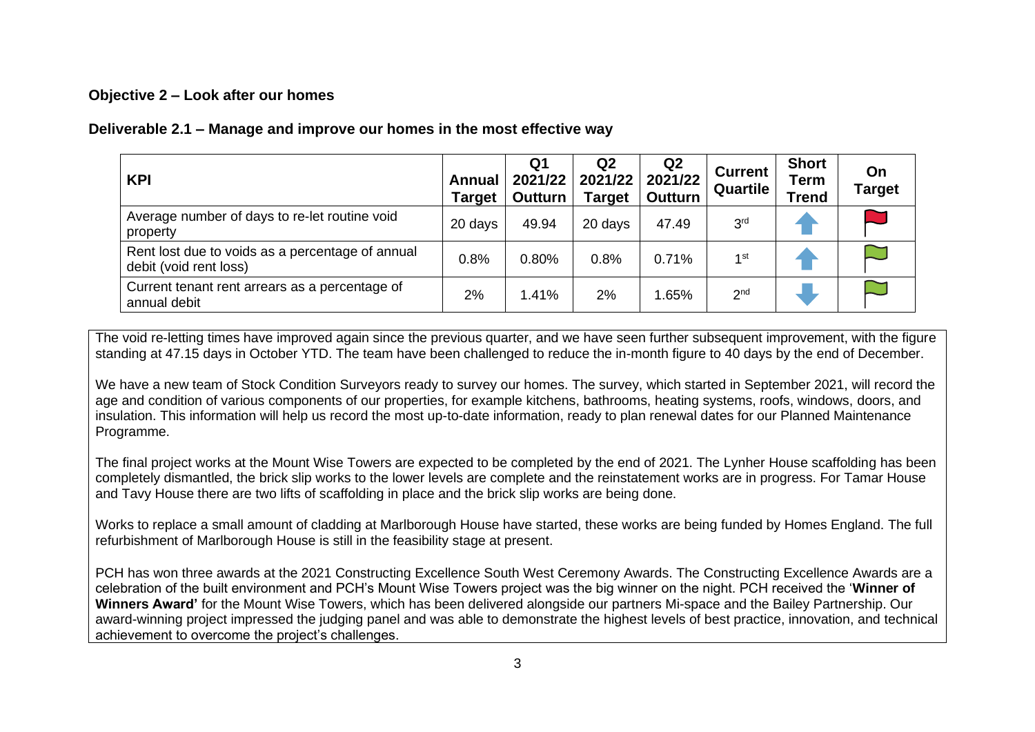**Objective 2 – Look after our homes**

**Deliverable 2.1 – Manage and improve our homes in the most effective way**

| KPI | Annual Target | Q1 2021/22 Outturn | Q2 2021/22 Target | Q2 2021/22 Outturn | Current Quartile | Short Term Trend | On Target |
|---|---|---|---|---|---|---|---|
| Average number of days to re-let routine void property | 20 days | 49.94 | 20 days | 47.49 | 3rd | ↑ | Red flag |
| Rent lost due to voids as a percentage of annual debit (void rent loss) | 0.8% | 0.80% | 0.8% | 0.71% | 1st | ↑ | Green flag |
| Current tenant rent arrears as a percentage of annual debit | 2% | 1.41% | 2% | 1.65% | 2nd | ↓ | Green flag |

The void re-letting times have improved again since the previous quarter, and we have seen further subsequent improvement, with the figure standing at 47.15 days in October YTD. The team have been challenged to reduce the in-month figure to 40 days by the end of December.

We have a new team of Stock Condition Surveyors ready to survey our homes. The survey, which started in September 2021, will record the age and condition of various components of our properties, for example kitchens, bathrooms, heating systems, roofs, windows, doors, and insulation. This information will help us record the most up-to-date information, ready to plan renewal dates for our Planned Maintenance Programme.

The final project works at the Mount Wise Towers are expected to be completed by the end of 2021. The Lynher House scaffolding has been completely dismantled, the brick slip works to the lower levels are complete and the reinstatement works are in progress. For Tamar House and Tavy House there are two lifts of scaffolding in place and the brick slip works are being done.

Works to replace a small amount of cladding at Marlborough House have started, these works are being funded by Homes England. The full refurbishment of Marlborough House is still in the feasibility stage at present.

PCH has won three awards at the 2021 Constructing Excellence South West Ceremony Awards. The Constructing Excellence Awards are a celebration of the built environment and PCH's Mount Wise Towers project was the big winner on the night. PCH received the '**Winner of Winners Award'** for the Mount Wise Towers, which has been delivered alongside our partners Mi-space and the Bailey Partnership. Our award-winning project impressed the judging panel and was able to demonstrate the highest levels of best practice, innovation, and technical achievement to overcome the project's challenges.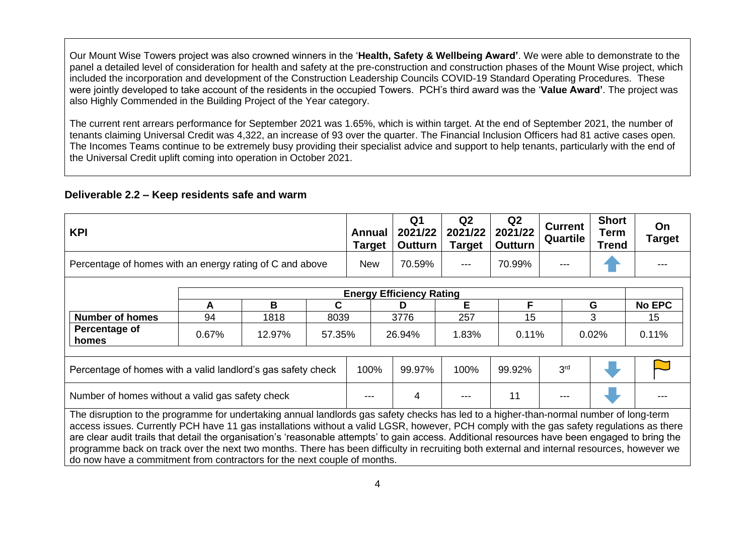Our Mount Wise Towers project was also crowned winners in the '**Health, Safety & Wellbeing Award'**. We were able to demonstrate to the panel a detailed level of consideration for health and safety at the pre-construction and construction phases of the Mount Wise project, which included the incorporation and development of the Construction Leadership Councils COVID-19 Standard Operating Procedures. These were jointly developed to take account of the residents in the occupied Towers. PCH's third award was the '**Value Award'**. The project was also Highly Commended in the Building Project of the Year category.

The current rent arrears performance for September 2021 was 1.65%, which is within target. At the end of September 2021, the number of tenants claiming Universal Credit was 4,322, an increase of 93 over the quarter. The Financial Inclusion Officers had 81 active cases open. The Incomes Teams continue to be extremely busy providing their specialist advice and support to help tenants, particularly with the end of the Universal Credit uplift coming into operation in October 2021.

## Deliverable 2.2 – Keep residents safe and warm

| KPI | Annual Target | Q1 2021/22 Outturn | Q2 2021/22 Target | Q2 2021/22 Outturn | Current Quartile | Short Term Trend | On Target |
|---|---|---|---|---|---|---|---|
| Percentage of homes with an energy rating of C and above | New | 70.59% | --- | 70.99% | --- | ↑ | --- |

| | Energy Efficiency Rating | | | | | | | |
|---|---|---|---|---|---|---|---|---|
| | A | B | C | D | E | F | G | No EPC |
| **Number of homes** | 94 | 1818 | 8039 | 3776 | 257 | 15 | 3 | 15 |
| **Percentage of homes** | 0.67% | 12.97% | 57.35% | 26.94% | 1.83% | 0.11% | 0.02% | 0.11% |

| KPI | Annual Target | Q1 2021/22 Outturn | Q2 2021/22 Target | Q2 2021/22 Outturn | Current Quartile | Short Term Trend | On Target |
|---|---|---|---|---|---|---|---|
| Percentage of homes with a valid landlord's gas safety check | 100% | 99.97% | 100% | 99.92% | 3rd | ↓ | Flag |
| Number of homes without a valid gas safety check | --- | 4 | --- | 11 | --- | ↓ | --- |

The disruption to the programme for undertaking annual landlords gas safety checks has led to a higher-than-normal number of long-term access issues. Currently PCH have 11 gas installations without a valid LGSR, however, PCH comply with the gas safety regulations as there are clear audit trails that detail the organisation's 'reasonable attempts' to gain access. Additional resources have been engaged to bring the programme back on track over the next two months. There has been difficulty in recruiting both external and internal resources, however we do now have a commitment from contractors for the next couple of months.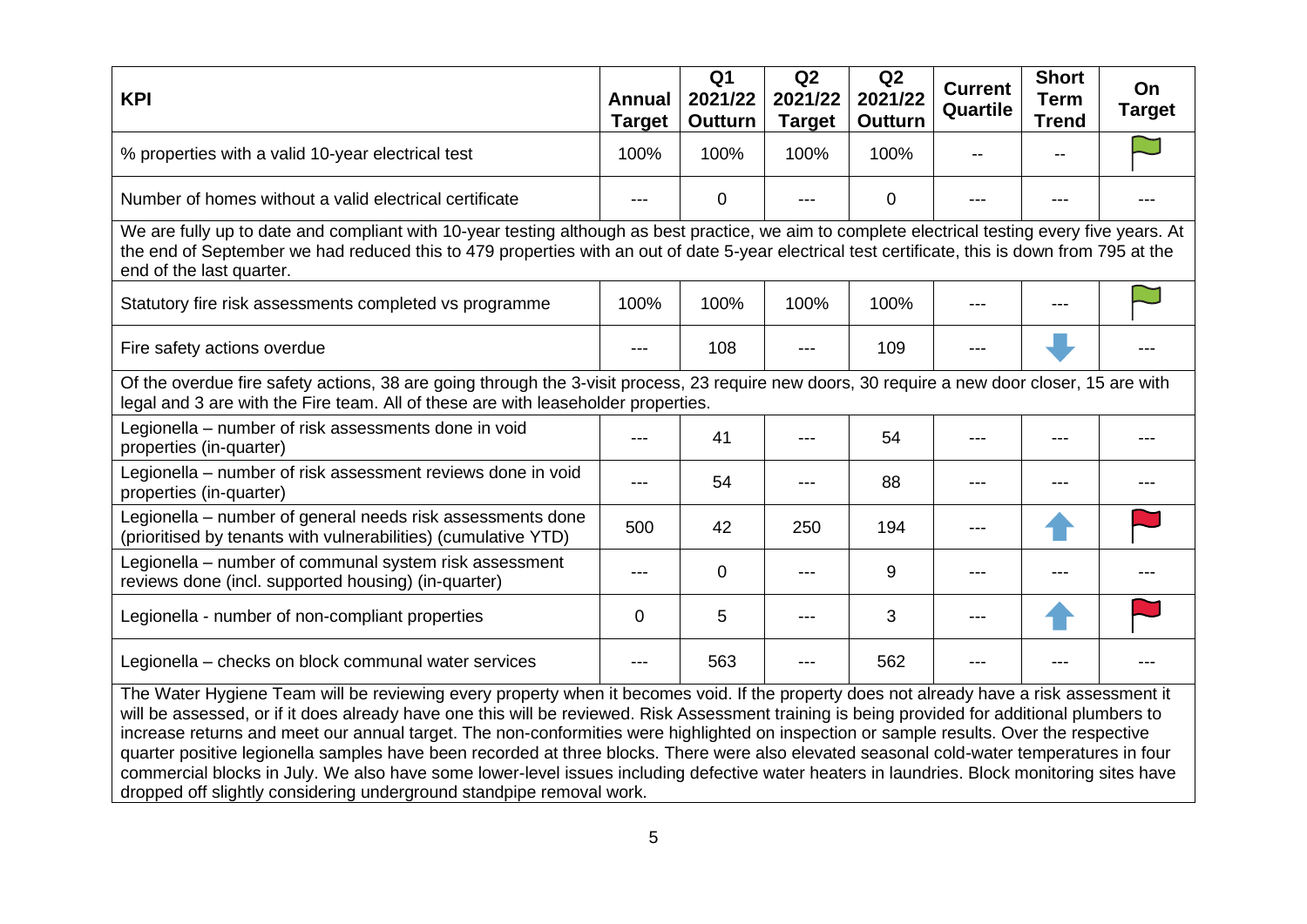| KPI | Annual Target | Q1 2021/22 Outturn | Q2 2021/22 Target | Q2 2021/22 Outturn | Current Quartile | Short Term Trend | On Target |
|---|---|---|---|---|---|---|---|
| % properties with a valid 10-year electrical test | 100% | 100% | 100% | 100% | -- | -- | Green flag |
| Number of homes without a valid electrical certificate | --- | 0 | --- | 0 | --- | --- | --- |
| We are fully up to date and compliant with 10-year testing although as best practice, we aim to complete electrical testing every five years. At the end of September we had reduced this to 479 properties with an out of date 5-year electrical test certificate, this is down from 795 at the end of the last quarter. | | | | | | | |
| Statutory fire risk assessments completed vs programme | 100% | 100% | 100% | 100% | --- | --- | Green flag |
| Fire safety actions overdue | --- | 108 | --- | 109 | --- | ↓ | --- |
| Of the overdue fire safety actions, 38 are going through the 3-visit process, 23 require new doors, 30 require a new door closer, 15 are with legal and 3 are with the Fire team. All of these are with leaseholder properties. | | | | | | | |
| Legionella – number of risk assessments done in void properties (in-quarter) | --- | 41 | --- | 54 | --- | --- | --- |
| Legionella – number of risk assessment reviews done in void properties (in-quarter) | --- | 54 | --- | 88 | --- | --- | --- |
| Legionella – number of general needs risk assessments done (prioritised by tenants with vulnerabilities) (cumulative YTD) | 500 | 42 | 250 | 194 | --- | ↑ | Red flag |
| Legionella – number of communal system risk assessment reviews done (incl. supported housing) (in-quarter) | --- | 0 | --- | 9 | --- | --- | --- |
| Legionella - number of non-compliant properties | 0 | 5 | --- | 3 | --- | ↑ | Red flag |
| Legionella – checks on block communal water services | --- | 563 | --- | 562 | --- | --- | --- |
| The Water Hygiene Team will be reviewing every property when it becomes void. If the property does not already have a risk assessment it will be assessed, or if it does already have one this will be reviewed. Risk Assessment training is being provided for additional plumbers to increase returns and meet our annual target. The non-conformities were highlighted on inspection or sample results. Over the respective quarter positive legionella samples have been recorded at three blocks. There were also elevated seasonal cold-water temperatures in four commercial blocks in July. We also have some lower-level issues including defective water heaters in laundries. Block monitoring sites have dropped off slightly considering underground standpipe removal work. | | | | | | | |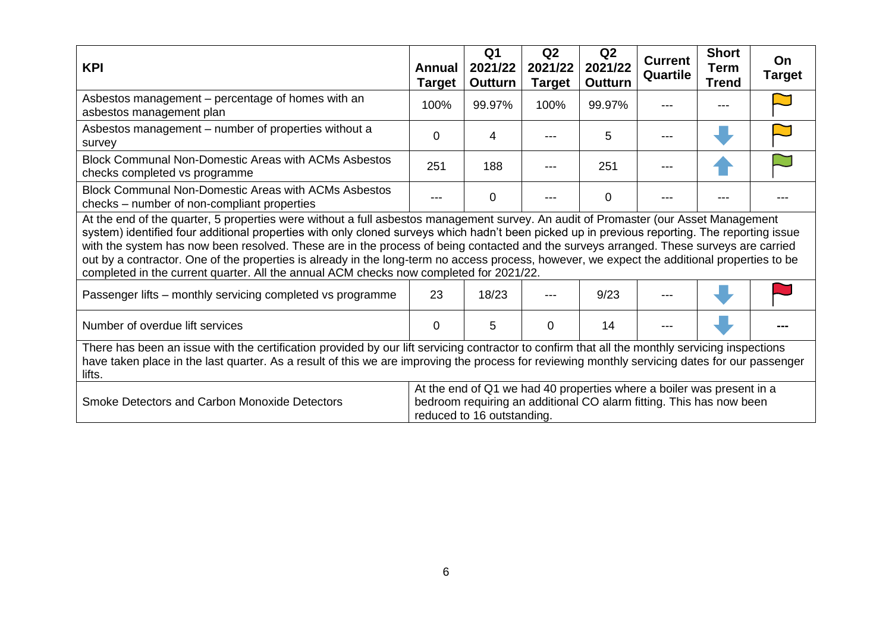| KPI | Annual Target | Q1 2021/22 Outturn | Q2 2021/22 Target | Q2 2021/22 Outturn | Current Quartile | Short Term Trend | On Target |
|---|---|---|---|---|---|---|---|
| Asbestos management – percentage of homes with an asbestos management plan | 100% | 99.97% | 100% | 99.97% | --- | --- | Amber flag |
| Asbestos management – number of properties without a survey | 0 | 4 | --- | 5 | --- | ↓ | Amber flag |
| Block Communal Non-Domestic Areas with ACMs Asbestos checks completed vs programme | 251 | 188 | --- | 251 | --- | ↑ | Green flag |
| Block Communal Non-Domestic Areas with ACMs Asbestos checks – number of non-compliant properties | --- | 0 | --- | 0 | --- | --- | --- |
| At the end of the quarter, 5 properties were without a full asbestos management survey. An audit of Promaster (our Asset Management system) identified four additional properties with only cloned surveys which hadn't been picked up in previous reporting. The reporting issue with the system has now been resolved. These are in the process of being contacted and the surveys arranged. These surveys are carried out by a contractor. One of the properties is already in the long-term no access process, however, we expect the additional properties to be completed in the current quarter. All the annual ACM checks now completed for 2021/22. | | | | | | | |
| Passenger lifts – monthly servicing completed vs programme | 23 | 18/23 | --- | 9/23 | --- | ↓ | Red flag |
| Number of overdue lift services | 0 | 5 | 0 | 14 | --- | ↓ | --- |
| There has been an issue with the certification provided by our lift servicing contractor to confirm that all the monthly servicing inspections have taken place in the last quarter. As a result of this we are improving the process for reviewing monthly servicing dates for our passenger lifts. | | | | | | | |
| Smoke Detectors and Carbon Monoxide Detectors | At the end of Q1 we had 40 properties where a boiler was present in a bedroom requiring an additional CO alarm fitting. This has now been reduced to 16 outstanding. | | | | | | |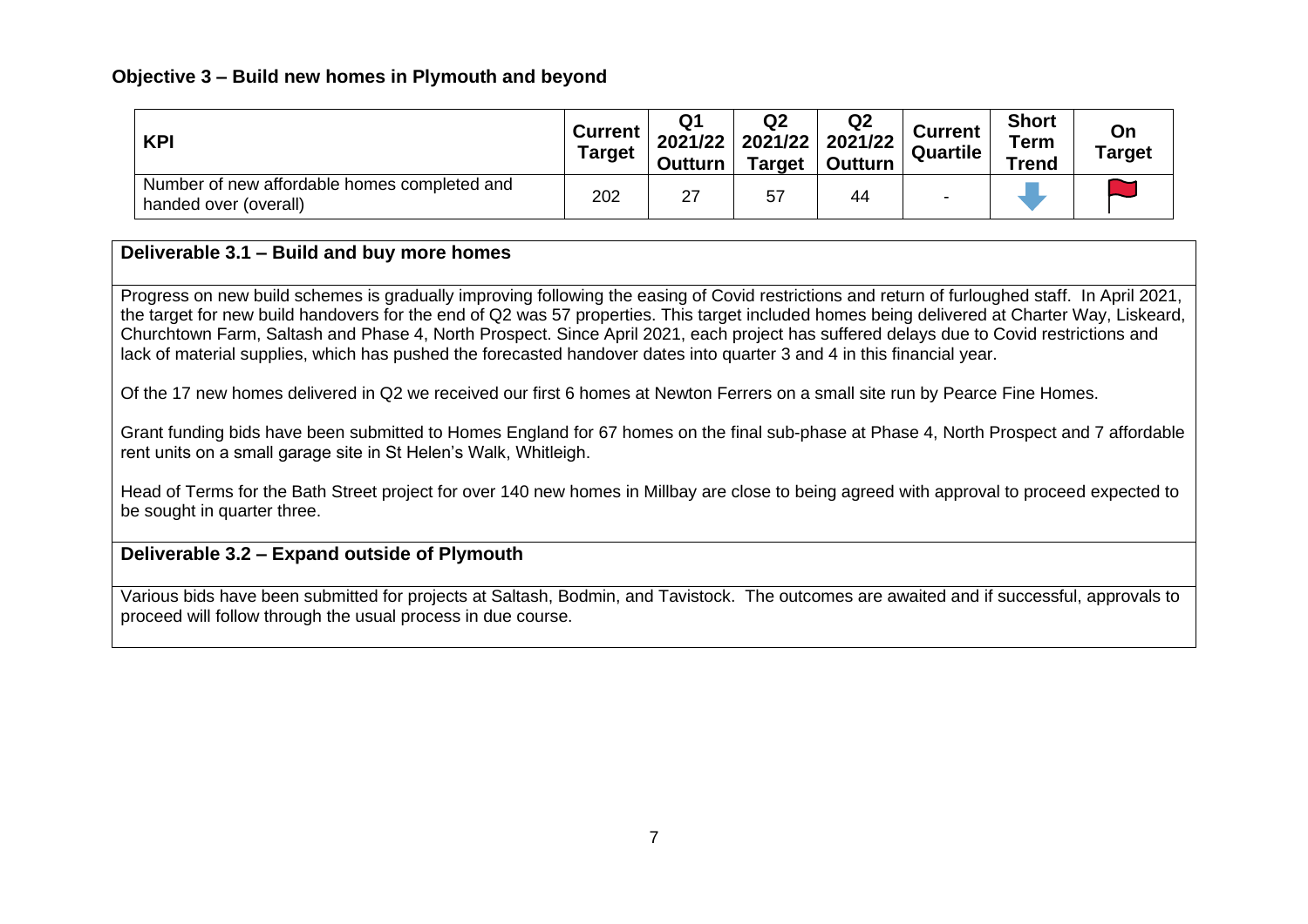## Objective 3 – Build new homes in Plymouth and beyond

| KPI | Current Target | Q1 2021/22 Outturn | Q2 2021/22 Target | Q2 2021/22 Outturn | Current Quartile | Short Term Trend | On Target |
|---|---|---|---|---|---|---|---|
| Number of new affordable homes completed and handed over (overall) | 202 | 27 | 57 | 44 | - | | |

### Deliverable 3.1 – Build and buy more homes

Progress on new build schemes is gradually improving following the easing of Covid restrictions and return of furloughed staff. In April 2021, the target for new build handovers for the end of Q2 was 57 properties. This target included homes being delivered at Charter Way, Liskeard, Churchtown Farm, Saltash and Phase 4, North Prospect. Since April 2021, each project has suffered delays due to Covid restrictions and lack of material supplies, which has pushed the forecasted handover dates into quarter 3 and 4 in this financial year.

Of the 17 new homes delivered in Q2 we received our first 6 homes at Newton Ferrers on a small site run by Pearce Fine Homes.

Grant funding bids have been submitted to Homes England for 67 homes on the final sub-phase at Phase 4, North Prospect and 7 affordable rent units on a small garage site in St Helen's Walk, Whitleigh.

Head of Terms for the Bath Street project for over 140 new homes in Millbay are close to being agreed with approval to proceed expected to be sought in quarter three.

### Deliverable 3.2 – Expand outside of Plymouth

Various bids have been submitted for projects at Saltash, Bodmin, and Tavistock. The outcomes are awaited and if successful, approvals to proceed will follow through the usual process in due course.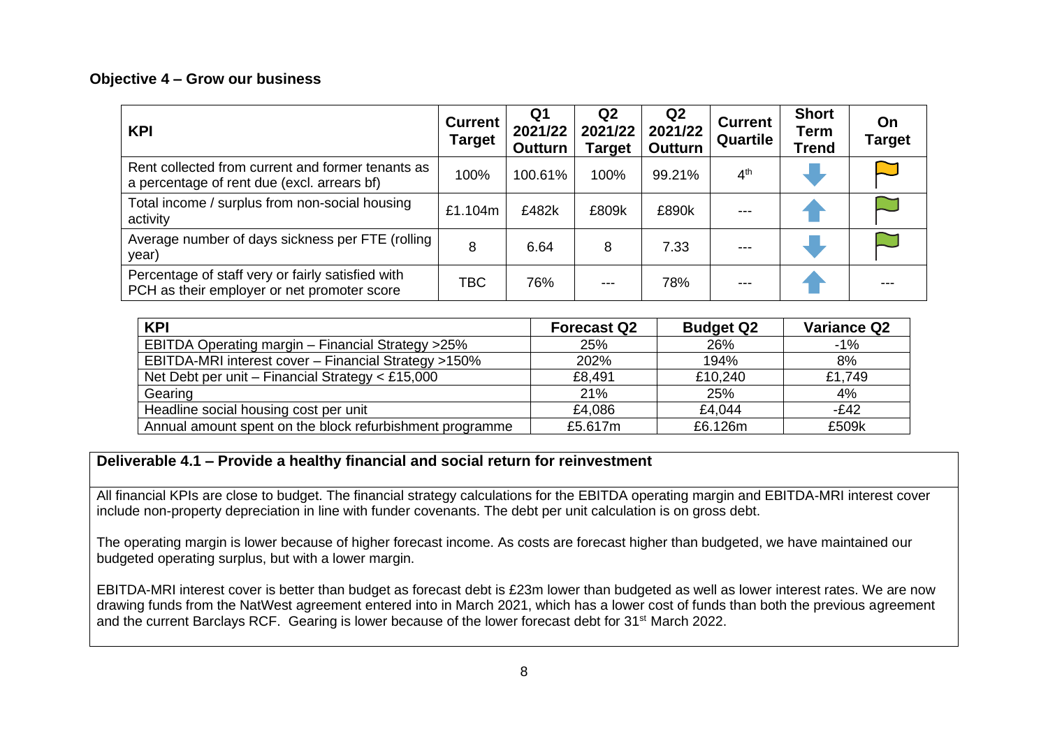### Objective 4 – Grow our business

| KPI | Current Target | Q1 2021/22 Outturn | Q2 2021/22 Target | Q2 2021/22 Outturn | Current Quartile | Short Term Trend | On Target |
|---|---|---|---|---|---|---|---|
| Rent collected from current and former tenants as a percentage of rent due (excl. arrears bf) | 100% | 100.61% | 100% | 99.21% | 4th | ↓ | Amber |
| Total income / surplus from non-social housing activity | £1.104m | £482k | £809k | £890k | --- | ↑ | Green |
| Average number of days sickness per FTE (rolling year) | 8 | 6.64 | 8 | 7.33 | --- | ↓ | Green |
| Percentage of staff very or fairly satisfied with PCH as their employer or net promoter score | TBC | 76% | --- | 78% | --- | ↑ | --- |

| KPI | Forecast Q2 | Budget Q2 | Variance Q2 |
|---|---|---|---|
| EBITDA Operating margin – Financial Strategy >25% | 25% | 26% | -1% |
| EBITDA-MRI interest cover – Financial Strategy >150% | 202% | 194% | 8% |
| Net Debt per unit – Financial Strategy < £15,000 | £8,491 | £10,240 | £1,749 |
| Gearing | 21% | 25% | 4% |
| Headline social housing cost per unit | £4,086 | £4,044 | -£42 |
| Annual amount spent on the block refurbishment programme | £5.617m | £6.126m | £509k |

**Deliverable 4.1 – Provide a healthy financial and social return for reinvestment**

All financial KPIs are close to budget. The financial strategy calculations for the EBITDA operating margin and EBITDA-MRI interest cover include non-property depreciation in line with funder covenants. The debt per unit calculation is on gross debt.

The operating margin is lower because of higher forecast income. As costs are forecast higher than budgeted, we have maintained our budgeted operating surplus, but with a lower margin.

EBITDA-MRI interest cover is better than budget as forecast debt is £23m lower than budgeted as well as lower interest rates. We are now drawing funds from the NatWest agreement entered into in March 2021, which has a lower cost of funds than both the previous agreement and the current Barclays RCF. Gearing is lower because of the lower forecast debt for 31st March 2022.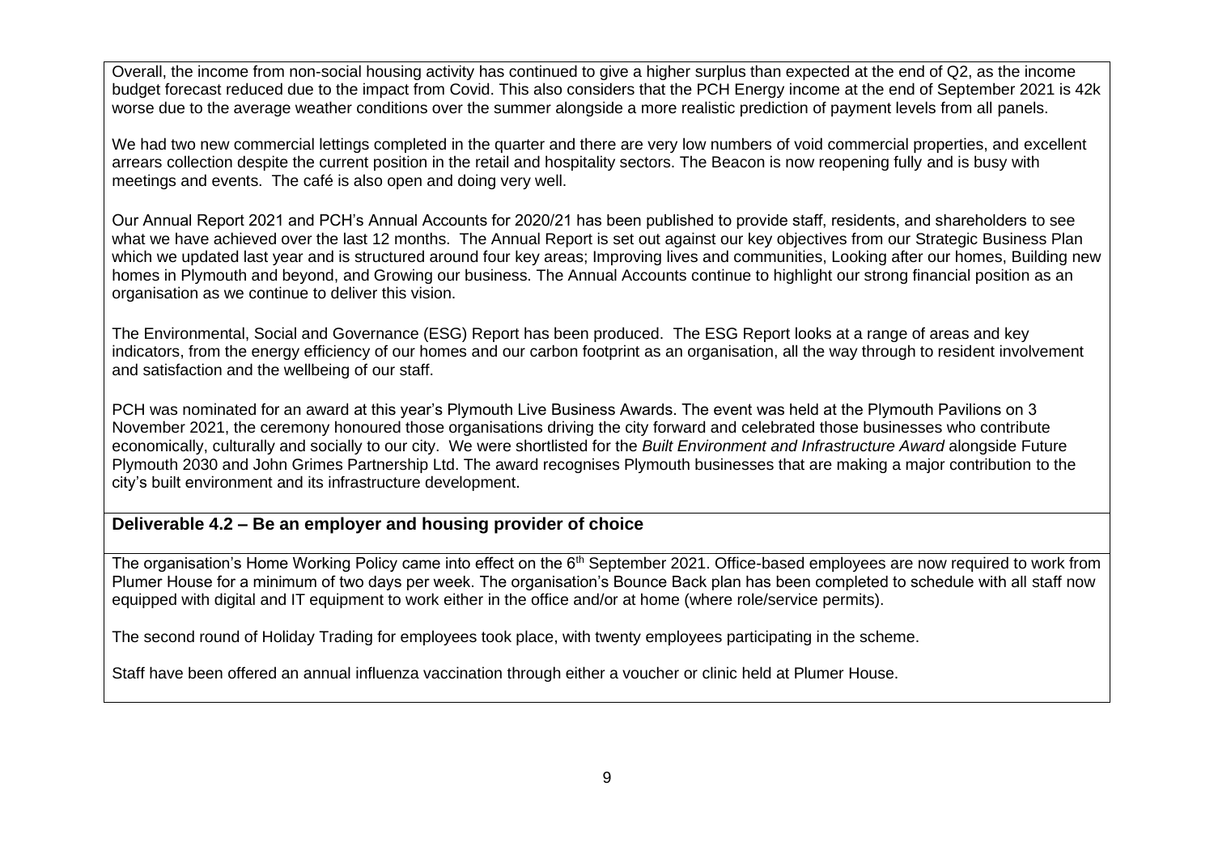Overall, the income from non-social housing activity has continued to give a higher surplus than expected at the end of Q2, as the income budget forecast reduced due to the impact from Covid. This also considers that the PCH Energy income at the end of September 2021 is 42k worse due to the average weather conditions over the summer alongside a more realistic prediction of payment levels from all panels.

We had two new commercial lettings completed in the quarter and there are very low numbers of void commercial properties, and excellent arrears collection despite the current position in the retail and hospitality sectors. The Beacon is now reopening fully and is busy with meetings and events. The café is also open and doing very well.

Our Annual Report 2021 and PCH's Annual Accounts for 2020/21 has been published to provide staff, residents, and shareholders to see what we have achieved over the last 12 months. The Annual Report is set out against our key objectives from our Strategic Business Plan which we updated last year and is structured around four key areas; Improving lives and communities, Looking after our homes, Building new homes in Plymouth and beyond, and Growing our business. The Annual Accounts continue to highlight our strong financial position as an organisation as we continue to deliver this vision.

The Environmental, Social and Governance (ESG) Report has been produced. The ESG Report looks at a range of areas and key indicators, from the energy efficiency of our homes and our carbon footprint as an organisation, all the way through to resident involvement and satisfaction and the wellbeing of our staff.

PCH was nominated for an award at this year's Plymouth Live Business Awards. The event was held at the Plymouth Pavilions on 3 November 2021, the ceremony honoured those organisations driving the city forward and celebrated those businesses who contribute economically, culturally and socially to our city. We were shortlisted for the *Built Environment and Infrastructure Award* alongside Future Plymouth 2030 and John Grimes Partnership Ltd. The award recognises Plymouth businesses that are making a major contribution to the city's built environment and its infrastructure development.

## Deliverable 4.2 – Be an employer and housing provider of choice

The organisation's Home Working Policy came into effect on the 6th September 2021. Office-based employees are now required to work from Plumer House for a minimum of two days per week. The organisation's Bounce Back plan has been completed to schedule with all staff now equipped with digital and IT equipment to work either in the office and/or at home (where role/service permits).

The second round of Holiday Trading for employees took place, with twenty employees participating in the scheme.

Staff have been offered an annual influenza vaccination through either a voucher or clinic held at Plumer House.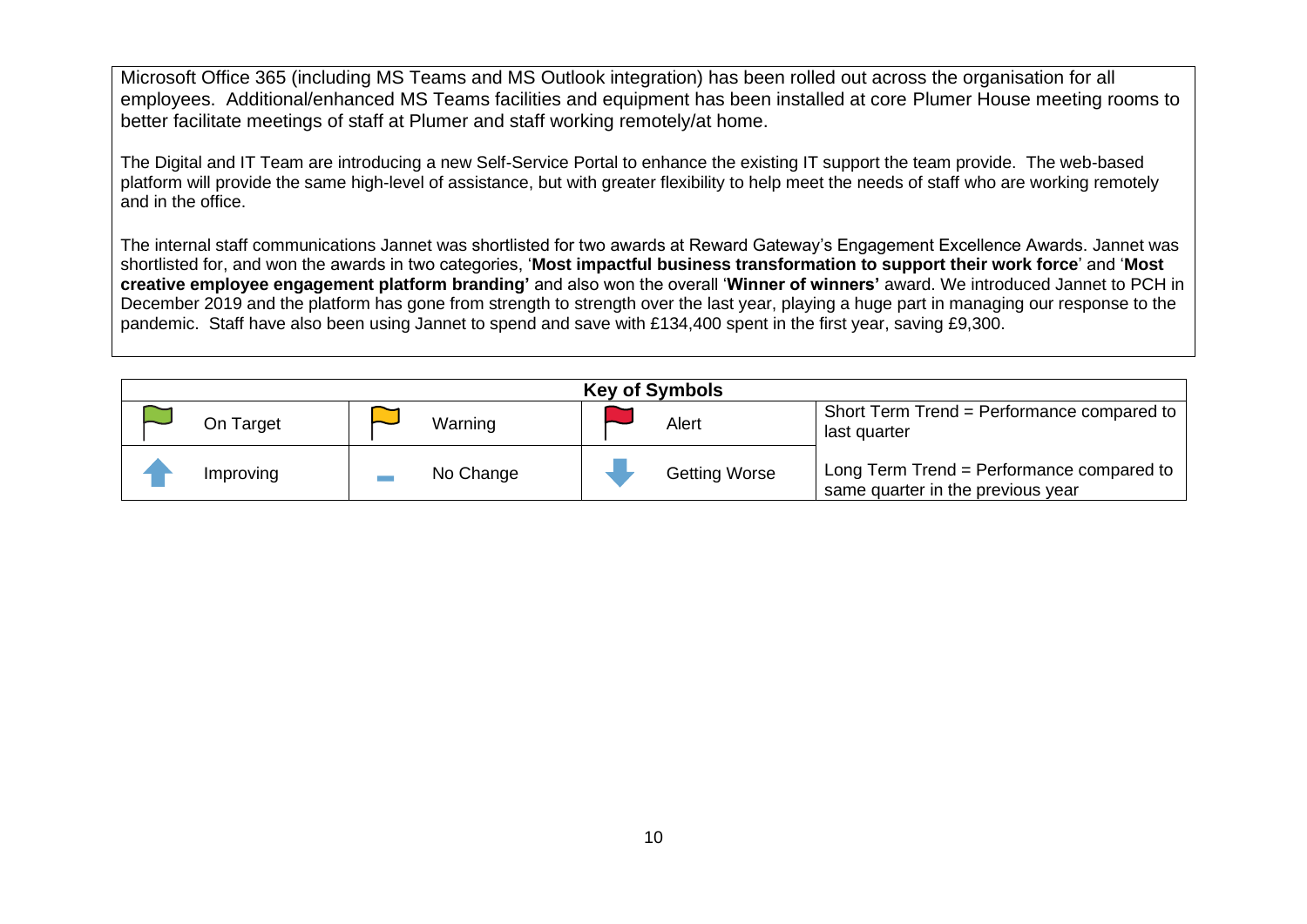Microsoft Office 365 (including MS Teams and MS Outlook integration) has been rolled out across the organisation for all employees. Additional/enhanced MS Teams facilities and equipment has been installed at core Plumer House meeting rooms to better facilitate meetings of staff at Plumer and staff working remotely/at home.

The Digital and IT Team are introducing a new Self-Service Portal to enhance the existing IT support the team provide. The web-based platform will provide the same high-level of assistance, but with greater flexibility to help meet the needs of staff who are working remotely and in the office.

The internal staff communications Jannet was shortlisted for two awards at Reward Gateway's Engagement Excellence Awards. Jannet was shortlisted for, and won the awards in two categories, '**Most impactful business transformation to support their work force**' and '**Most creative employee engagement platform branding'** and also won the overall '**Winner of winners'** award. We introduced Jannet to PCH in December 2019 and the platform has gone from strength to strength over the last year, playing a huge part in managing our response to the pandemic. Staff have also been using Jannet to spend and save with £134,400 spent in the first year, saving £9,300.

| **Key of Symbols** | | | | | | |
|---|---|---|---|---|---|---|
| | On Target | | Warning | | Alert | Short Term Trend = Performance compared to last quarter |
| | Improving | | No Change | | Getting Worse | Long Term Trend = Performance compared to same quarter in the previous year |